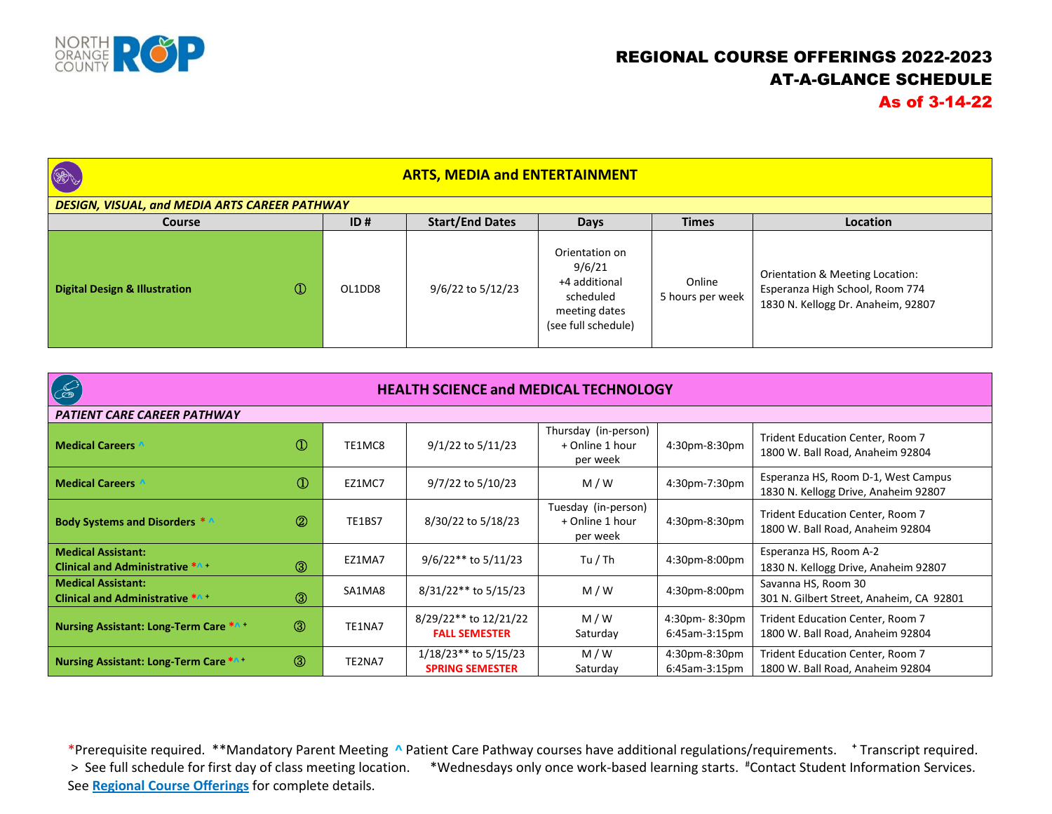# REGIONAL COURSE OFFERINGS 2022-2023
## AT-A-GLANCE SCHEDULE
**As of 3-14-22**

## ARTS, MEDIA and ENTERTAINMENT

*DESIGN, VISUAL, and MEDIA ARTS CAREER PATHWAY*

| Course | ID # | Start/End Dates | Days | Times | Location |
|---|---|---|---|---|---|
| **Digital Design & Illustration** ① | OL1DD8 | 9/6/22 to 5/12/23 | Orientation on 9/6/21 +4 additional scheduled meeting dates (see full schedule) | Online 5 hours per week | Orientation & Meeting Location: Esperanza High School, Room 774 1830 N. Kellogg Dr. Anaheim, 92807 |

## HEALTH SCIENCE and MEDICAL TECHNOLOGY

*PATIENT CARE CAREER PATHWAY*

| Course | ID # | Start/End Dates | Days | Times | Location |
|---|---|---|---|---|---|
| **Medical Careers** ^ ① | TE1MC8 | 9/1/22 to 5/11/23 | Thursday (in-person) + Online 1 hour per week | 4:30pm-8:30pm | Trident Education Center, Room 7 1800 W. Ball Road, Anaheim 92804 |
| **Medical Careers** ^ ① | EZ1MC7 | 9/7/22 to 5/10/23 | M / W | 4:30pm-7:30pm | Esperanza HS, Room D-1, West Campus 1830 N. Kellogg Drive, Anaheim 92807 |
| **Body Systems and Disorders** * ^ ② | TE1BS7 | 8/30/22 to 5/18/23 | Tuesday (in-person) + Online 1 hour per week | 4:30pm-8:30pm | Trident Education Center, Room 7 1800 W. Ball Road, Anaheim 92804 |
| **Medical Assistant: Clinical and Administrative** *^ + ③ | EZ1MA7 | 9/6/22** to 5/11/23 | Tu / Th | 4:30pm-8:00pm | Esperanza HS, Room A-2 1830 N. Kellogg Drive, Anaheim 92807 |
| **Medical Assistant: Clinical and Administrative** *^ + ③ | SA1MA8 | 8/31/22** to 5/15/23 | M / W | 4:30pm-8:00pm | Savanna HS, Room 30 301 N. Gilbert Street, Anaheim, CA 92801 |
| **Nursing Assistant: Long-Term Care** *^ + ③ | TE1NA7 | 8/29/22** to 12/21/22 **FALL SEMESTER** | M / W Saturday | 4:30pm- 8:30pm 6:45am-3:15pm | Trident Education Center, Room 7 1800 W. Ball Road, Anaheim 92804 |
| **Nursing Assistant: Long-Term Care** *^ + ③ | TE2NA7 | 1/18/23** to 5/15/23 **SPRING SEMESTER** | M / W Saturday | 4:30pm-8:30pm 6:45am-3:15pm | Trident Education Center, Room 7 1800 W. Ball Road, Anaheim 92804 |

*Prerequisite required. **Mandatory Parent Meeting ^ Patient Care Pathway courses have additional regulations/requirements. + Transcript required.
> See full schedule for first day of class meeting location. *Wednesdays only once work-based learning starts. #Contact Student Information Services.
See **Regional Course Offerings** for complete details.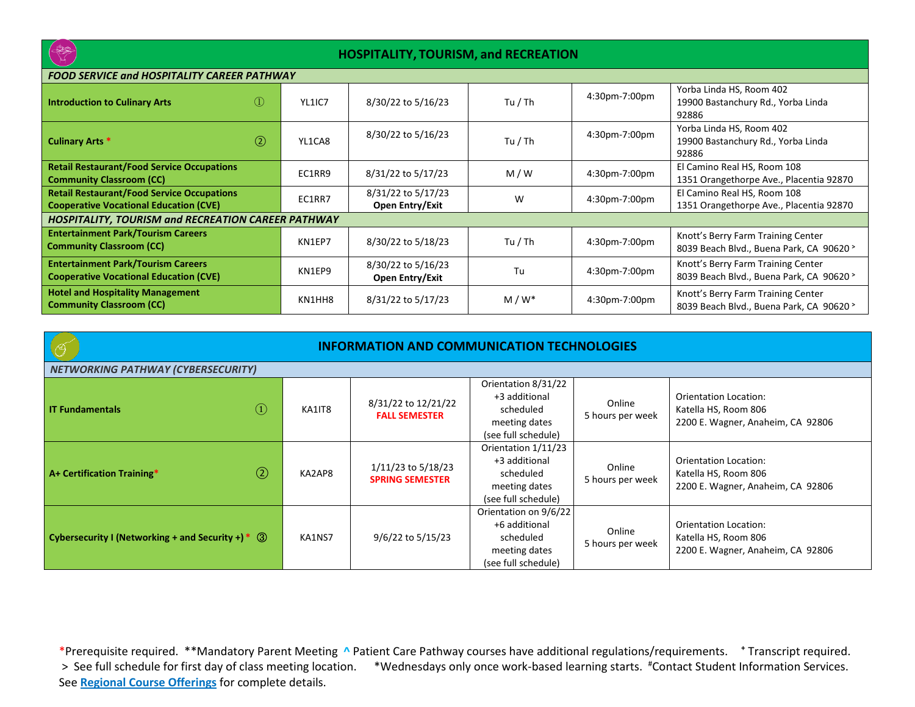## HOSPITALITY, TOURISM, and RECREATION

| Course | Code | Dates | Days | Time | Location |
|---|---|---|---|---|---|
| ***FOOD SERVICE and HOSPITALITY CAREER PATHWAY*** | | | | | |
| **Introduction to Culinary Arts** ① | YL1IC7 | 8/30/22 to 5/16/23 | Tu / Th | 4:30pm-7:00pm | Yorba Linda HS, Room 402 19900 Bastanchury Rd., Yorba Linda 92886 |
| **Culinary Arts** * ② | YL1CA8 | 8/30/22 to 5/16/23 | Tu / Th | 4:30pm-7:00pm | Yorba Linda HS, Room 402 19900 Bastanchury Rd., Yorba Linda 92886 |
| **Retail Restaurant/Food Service Occupations Community Classroom (CC)** | EC1RR9 | 8/31/22 to 5/17/23 | M / W | 4:30pm-7:00pm | El Camino Real HS, Room 108 1351 Orangethorpe Ave., Placentia 92870 |
| **Retail Restaurant/Food Service Occupations Cooperative Vocational Education (CVE)** | EC1RR7 | 8/31/22 to 5/17/23 **Open Entry/Exit** | W | 4:30pm-7:00pm | El Camino Real HS, Room 108 1351 Orangethorpe Ave., Placentia 92870 |
| ***HOSPITALITY, TOURISM and RECREATION CAREER PATHWAY*** | | | | | |
| **Entertainment Park/Tourism Careers Community Classroom (CC)** | KN1EP7 | 8/30/22 to 5/18/23 | Tu / Th | 4:30pm-7:00pm | Knott's Berry Farm Training Center 8039 Beach Blvd., Buena Park, CA 90620 > |
| **Entertainment Park/Tourism Careers Cooperative Vocational Education (CVE)** | KN1EP9 | 8/30/22 to 5/16/23 **Open Entry/Exit** | Tu | 4:30pm-7:00pm | Knott's Berry Farm Training Center 8039 Beach Blvd., Buena Park, CA 90620 > |
| **Hotel and Hospitality Management Community Classroom (CC)** | KN1HH8 | 8/31/22 to 5/17/23 | M / W* | 4:30pm-7:00pm | Knott's Berry Farm Training Center 8039 Beach Blvd., Buena Park, CA 90620 > |

## INFORMATION AND COMMUNICATION TECHNOLOGIES

| Course | Code | Dates | Meetings | Format | Location |
|---|---|---|---|---|---|
| ***NETWORKING PATHWAY (CYBERSECURITY)*** | | | | | |
| **IT Fundamentals** ① | KA1IT8 | 8/31/22 to 12/21/22 **FALL SEMESTER** | Orientation 8/31/22 +3 additional scheduled meeting dates (see full schedule) | Online 5 hours per week | Orientation Location: Katella HS, Room 806 2200 E. Wagner, Anaheim, CA 92806 |
| **A+ Certification Training*** ② | KA2AP8 | 1/11/23 to 5/18/23 **SPRING SEMESTER** | Orientation 1/11/23 +3 additional scheduled meeting dates (see full schedule) | Online 5 hours per week | Orientation Location: Katella HS, Room 806 2200 E. Wagner, Anaheim, CA 92806 |
| **Cybersecurity I (Networking + and Security +)** * ③ | KA1NS7 | 9/6/22 to 5/15/23 | Orientation on 9/6/22 +6 additional scheduled meeting dates (see full schedule) | Online 5 hours per week | Orientation Location: Katella HS, Room 806 2200 E. Wagner, Anaheim, CA 92806 |

*Prerequisite required. **Mandatory Parent Meeting ^ Patient Care Pathway courses have additional regulations/requirements. + Transcript required.
> See full schedule for first day of class meeting location. *Wednesdays only once work-based learning starts. #Contact Student Information Services.
See **Regional Course Offerings** for complete details.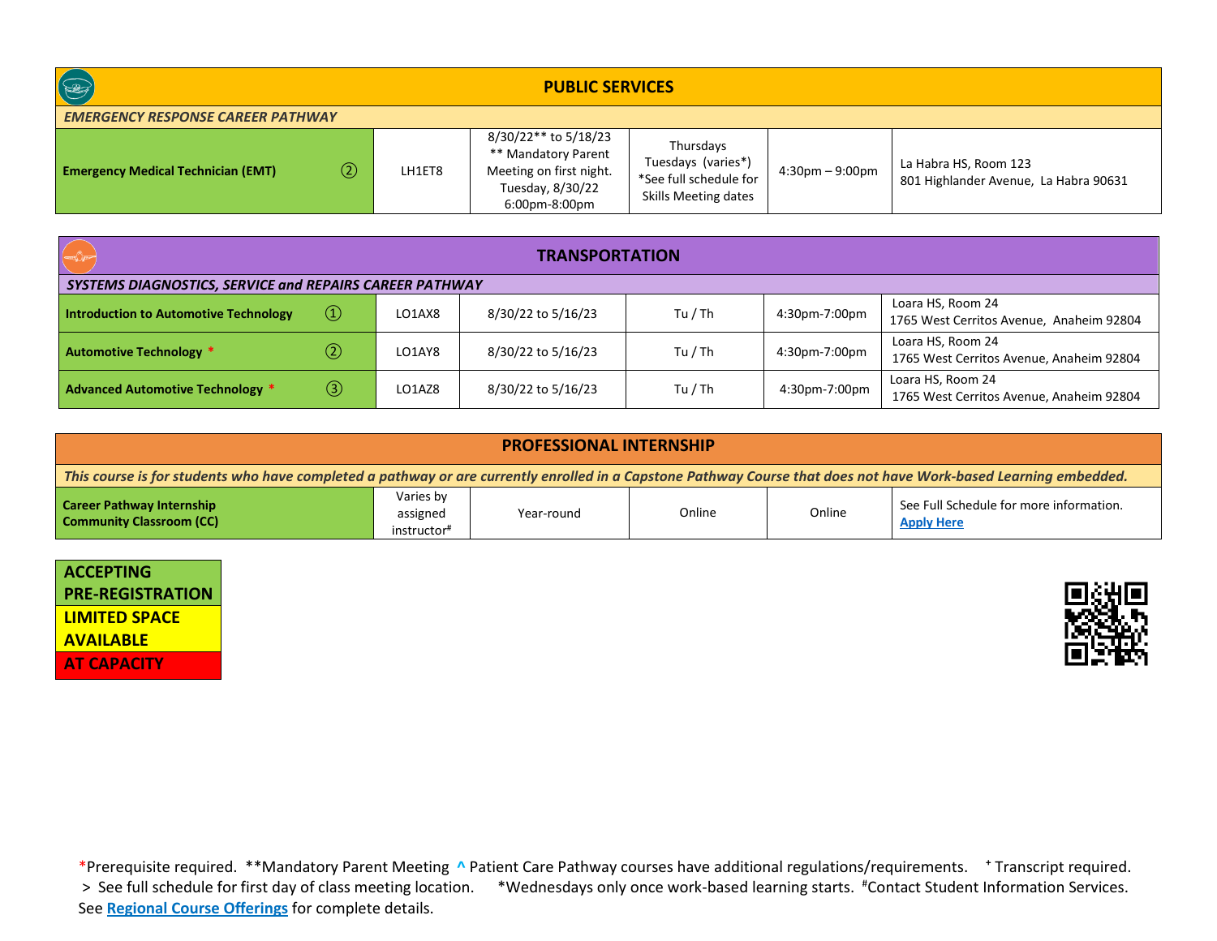| PUBLIC SERVICES | | | | | |
|---|---|---|---|---|---|
| *EMERGENCY RESPONSE CAREER PATHWAY* | | | | | |
| **Emergency Medical Technician (EMT)** ② | LH1ET8 | 8/30/22** to 5/18/23 ** Mandatory Parent Meeting on first night. Tuesday, 8/30/22 6:00pm-8:00pm | Thursdays Tuesdays (varies*) *See full schedule for Skills Meeting dates | 4:30pm – 9:00pm | La Habra HS, Room 123 801 Highlander Avenue, La Habra 90631 |

| TRANSPORTATION | | | | | |
|---|---|---|---|---|---|
| *SYSTEMS DIAGNOSTICS, SERVICE and REPAIRS CAREER PATHWAY* | | | | | |
| **Introduction to Automotive Technology** ① | LO1AX8 | 8/30/22 to 5/16/23 | Tu / Th | 4:30pm-7:00pm | Loara HS, Room 24 1765 West Cerritos Avenue, Anaheim 92804 |
| **Automotive Technology** * ② | LO1AY8 | 8/30/22 to 5/16/23 | Tu / Th | 4:30pm-7:00pm | Loara HS, Room 24 1765 West Cerritos Avenue, Anaheim 92804 |
| **Advanced Automotive Technology** * ③ | LO1AZ8 | 8/30/22 to 5/16/23 | Tu / Th | 4:30pm-7:00pm | Loara HS, Room 24 1765 West Cerritos Avenue, Anaheim 92804 |

| PROFESSIONAL INTERNSHIP | | | | | |
|---|---|---|---|---|---|
| ***This course is for students who have completed a pathway or are currently enrolled in a Capstone Pathway Course that does not have Work-based Learning embedded.*** | | | | | |
| **Career Pathway Internship Community Classroom (CC)** | Varies by assigned instructor# | Year-round | Online | Online | See Full Schedule for more information. [Apply Here] |

**ACCEPTING PRE-REGISTRATION**

**LIMITED SPACE AVAILABLE**

**AT CAPACITY**

*Prerequisite required. **Mandatory Parent Meeting ^ Patient Care Pathway courses have additional regulations/requirements. + Transcript required.
> See full schedule for first day of class meeting location. *Wednesdays only once work-based learning starts. #Contact Student Information Services.
See **Regional Course Offerings** for complete details.